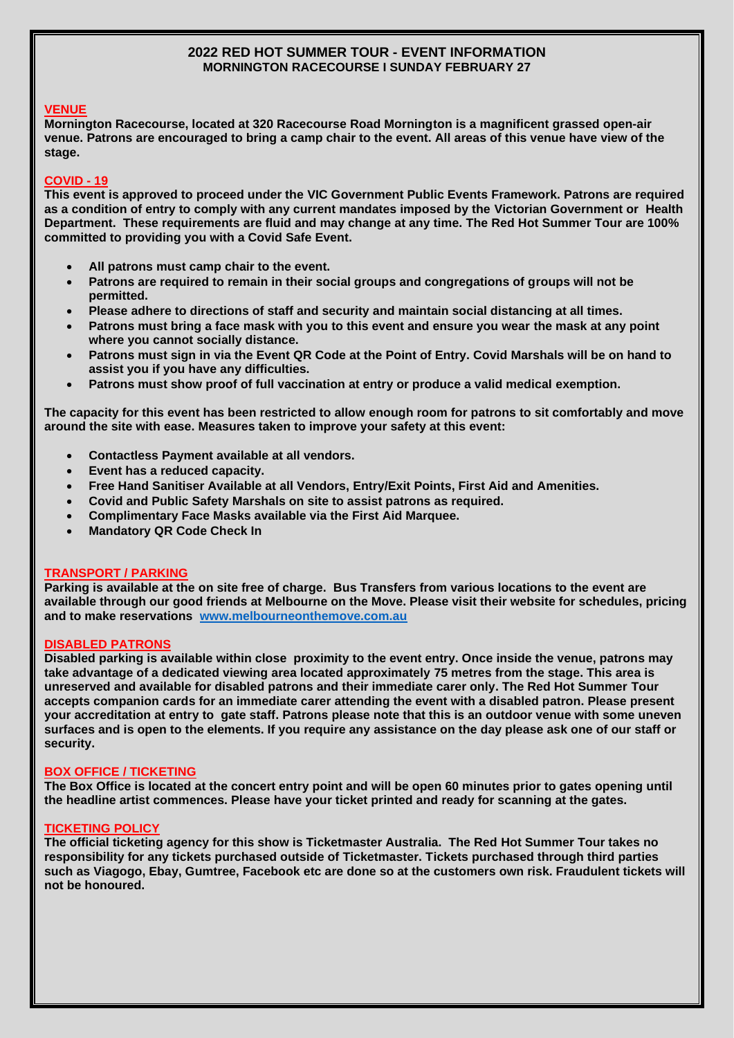# 2022 RED HOT SUMMER TOUR - EVENT INFORMATION

## MORNINGTON RACECOURSE I SUNDAY FEBRUARY 27

### VENUE

**Mornington Racecourse, located at 320 Racecourse Road Mornington is a magnificent grassed open-air venue. Patrons are encouraged to bring a camp chair to the event. All areas of this venue have view of the stage.**

### COVID - 19

**This event is approved to proceed under the VIC Government Public Events Framework. Patrons are required as a condition of entry to comply with any current mandates imposed by the Victorian Government or Health Department. These requirements are fluid and may change at any time. The Red Hot Summer Tour are 100% committed to providing you with a Covid Safe Event.**

- **All patrons must camp chair to the event.**
- **Patrons are required to remain in their social groups and congregations of groups will not be permitted.**
- **Please adhere to directions of staff and security and maintain social distancing at all times.**
- **Patrons must bring a face mask with you to this event and ensure you wear the mask at any point where you cannot socially distance.**
- **Patrons must sign in via the Event QR Code at the Point of Entry. Covid Marshals will be on hand to assist you if you have any difficulties.**
- **Patrons must show proof of full vaccination at entry or produce a valid medical exemption.**

**The capacity for this event has been restricted to allow enough room for patrons to sit comfortably and move around the site with ease. Measures taken to improve your safety at this event:**

- **Contactless Payment available at all vendors.**
- **Event has a reduced capacity.**
- **Free Hand Sanitiser Available at all Vendors, Entry/Exit Points, First Aid and Amenities.**
- **Covid and Public Safety Marshals on site to assist patrons as required.**
- **Complimentary Face Masks available via the First Aid Marquee.**
- **Mandatory QR Code Check In**

### TRANSPORT / PARKING

**Parking is available at the on site free of charge. Bus Transfers from various locations to the event are available through our good friends at Melbourne on the Move. Please visit their website for schedules, pricing and to make reservations [www.melbourneonthemove.com.au](http://www.melbourneonthemove.com.au)**

### DISABLED PATRONS

**Disabled parking is available within close proximity to the event entry. Once inside the venue, patrons may take advantage of a dedicated viewing area located approximately 75 metres from the stage. This area is unreserved and available for disabled patrons and their immediate carer only. The Red Hot Summer Tour accepts companion cards for an immediate carer attending the event with a disabled patron. Please present your accreditation at entry to gate staff. Patrons please note that this is an outdoor venue with some uneven surfaces and is open to the elements. If you require any assistance on the day please ask one of our staff or security.**

### BOX OFFICE / TICKETING

**The Box Office is located at the concert entry point and will be open 60 minutes prior to gates opening until the headline artist commences. Please have your ticket printed and ready for scanning at the gates.**

### TICKETING POLICY

**The official ticketing agency for this show is Ticketmaster Australia. The Red Hot Summer Tour takes no responsibility for any tickets purchased outside of Ticketmaster. Tickets purchased through third parties such as Viagogo, Ebay, Gumtree, Facebook etc are done so at the customers own risk. Fraudulent tickets will not be honoured.**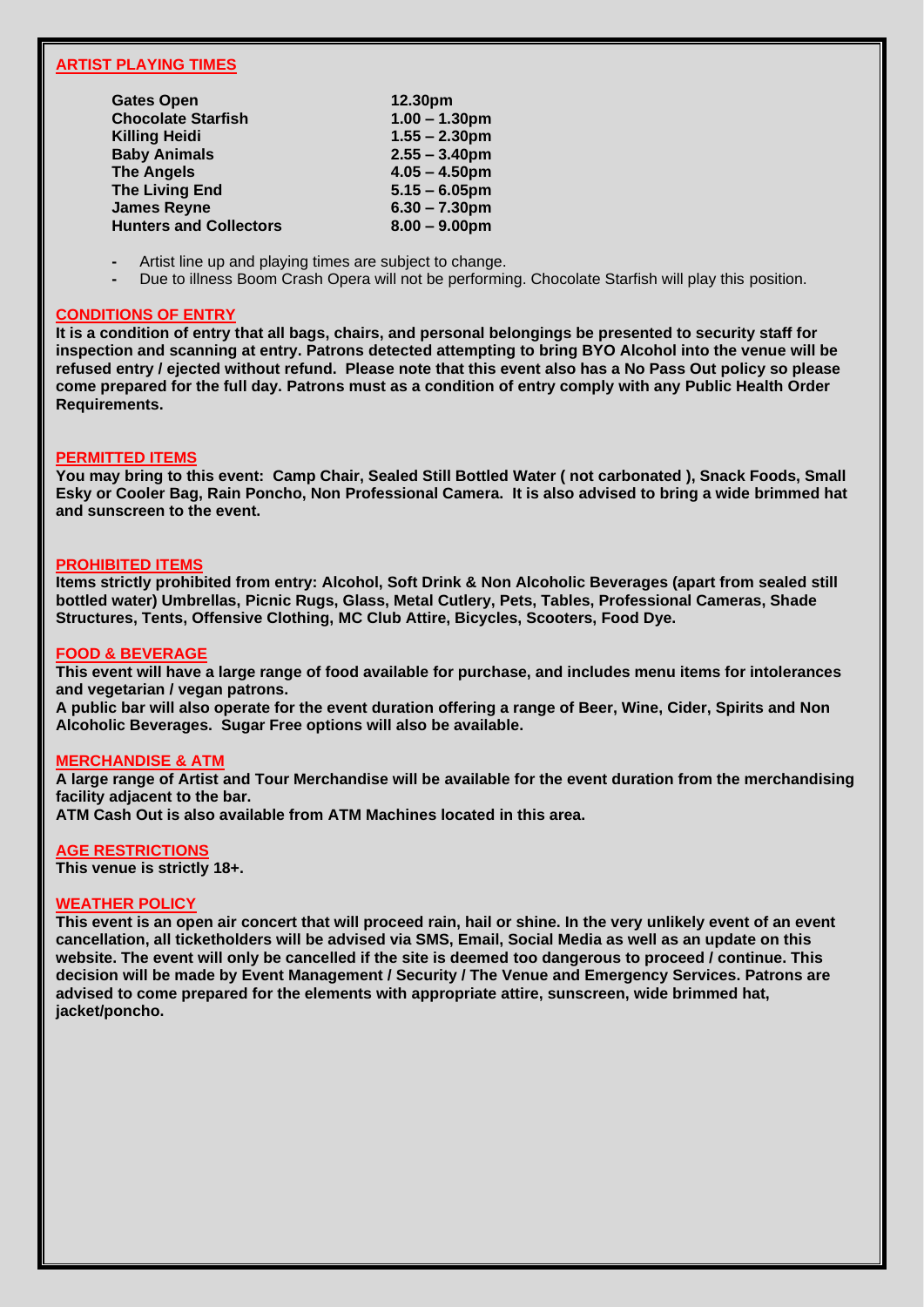## ARTIST PLAYING TIMES

| | |
|---|---|
| **Gates Open** | **12.30pm** |
| **Chocolate Starfish** | **1.00 – 1.30pm** |
| **Killing Heidi** | **1.55 – 2.30pm** |
| **Baby Animals** | **2.55 – 3.40pm** |
| **The Angels** | **4.05 – 4.50pm** |
| **The Living End** | **5.15 – 6.05pm** |
| **James Reyne** | **6.30 – 7.30pm** |
| **Hunters and Collectors** | **8.00 – 9.00pm** |

- Artist line up and playing times are subject to change.
- Due to illness Boom Crash Opera will not be performing. Chocolate Starfish will play this position.

## CONDITIONS OF ENTRY

**It is a condition of entry that all bags, chairs, and personal belongings be presented to security staff for inspection and scanning at entry. Patrons detected attempting to bring BYO Alcohol into the venue will be refused entry / ejected without refund. Please note that this event also has a No Pass Out policy so please come prepared for the full day. Patrons must as a condition of entry comply with any Public Health Order Requirements.**

## PERMITTED ITEMS

**You may bring to this event: Camp Chair, Sealed Still Bottled Water ( not carbonated ), Snack Foods, Small Esky or Cooler Bag, Rain Poncho, Non Professional Camera. It is also advised to bring a wide brimmed hat and sunscreen to the event.**

## PROHIBITED ITEMS

**Items strictly prohibited from entry: Alcohol, Soft Drink & Non Alcoholic Beverages (apart from sealed still bottled water) Umbrellas, Picnic Rugs, Glass, Metal Cutlery, Pets, Tables, Professional Cameras, Shade Structures, Tents, Offensive Clothing, MC Club Attire, Bicycles, Scooters, Food Dye.**

## FOOD & BEVERAGE

**This event will have a large range of food available for purchase, and includes menu items for intolerances and vegetarian / vegan patrons.**

**A public bar will also operate for the event duration offering a range of Beer, Wine, Cider, Spirits and Non Alcoholic Beverages. Sugar Free options will also be available.**

## MERCHANDISE & ATM

**A large range of Artist and Tour Merchandise will be available for the event duration from the merchandising facility adjacent to the bar.**

**ATM Cash Out is also available from ATM Machines located in this area.**

## AGE RESTRICTIONS

**This venue is strictly 18+.**

## WEATHER POLICY

**This event is an open air concert that will proceed rain, hail or shine. In the very unlikely event of an event cancellation, all ticketholders will be advised via SMS, Email, Social Media as well as an update on this website. The event will only be cancelled if the site is deemed too dangerous to proceed / continue. This decision will be made by Event Management / Security / The Venue and Emergency Services. Patrons are advised to come prepared for the elements with appropriate attire, sunscreen, wide brimmed hat, jacket/poncho.**